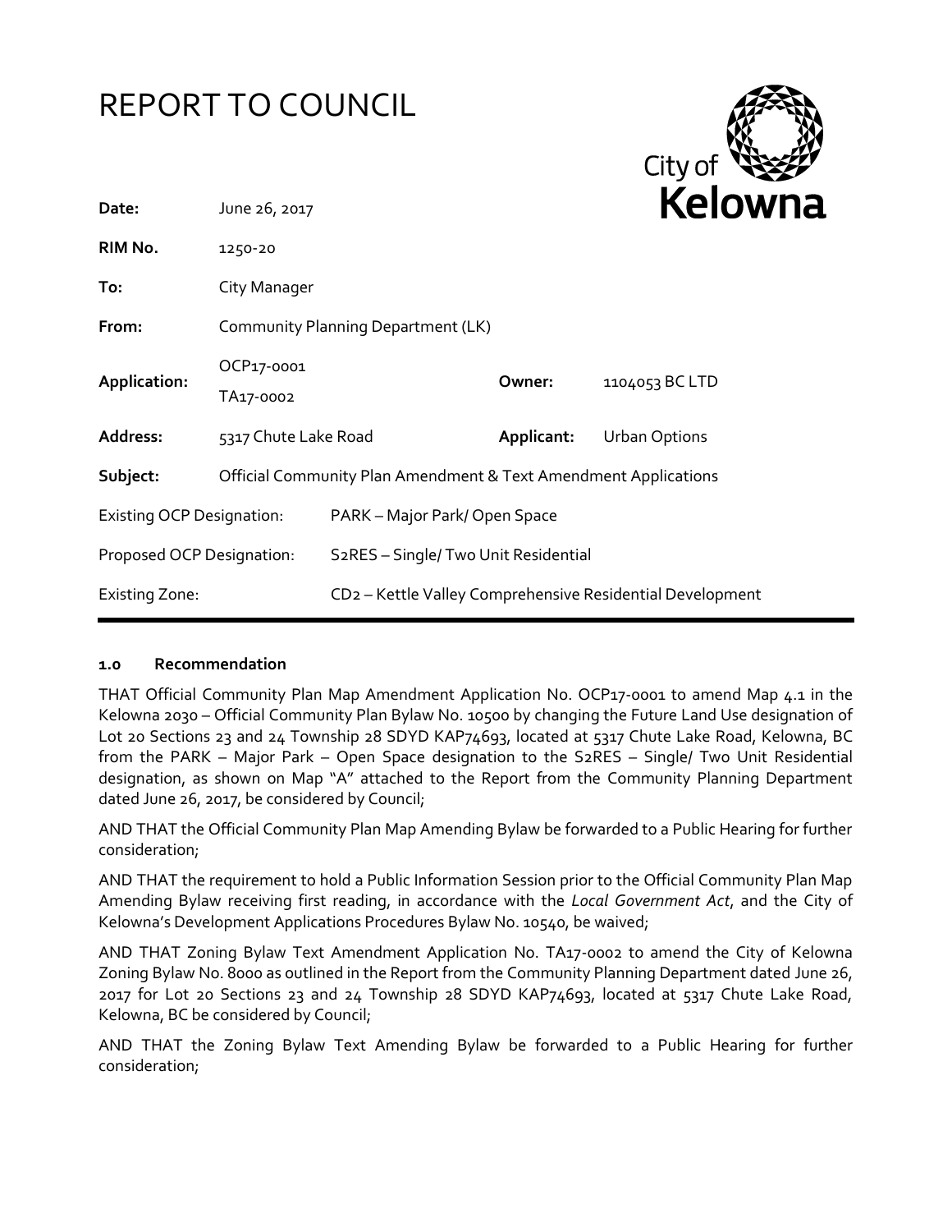# REPORT TO COUNCIL

City of **Kelowna**

| | | | |
|---|---|---|---|
| **Date:** | June 26, 2017 | | |
| **RIM No.** | 1250-20 | | |
| **To:** | City Manager | | |
| **From:** | Community Planning Department (LK) | | |
| **Application:** | OCP17-0001<br>TA17-0002 | **Owner:** | 1104053 BC LTD |
| **Address:** | 5317 Chute Lake Road | **Applicant:** | Urban Options |
| **Subject:** | Official Community Plan Amendment & Text Amendment Applications | | |

| | |
|---|---|
| Existing OCP Designation: | PARK – Major Park/ Open Space |
| Proposed OCP Designation: | S2RES – Single/ Two Unit Residential |
| Existing Zone: | CD2 – Kettle Valley Comprehensive Residential Development |

## 1.0 Recommendation

THAT Official Community Plan Map Amendment Application No. OCP17-0001 to amend Map 4.1 in the Kelowna 2030 – Official Community Plan Bylaw No. 10500 by changing the Future Land Use designation of Lot 20 Sections 23 and 24 Township 28 SDYD KAP74693, located at 5317 Chute Lake Road, Kelowna, BC from the PARK – Major Park – Open Space designation to the S2RES – Single/ Two Unit Residential designation, as shown on Map "A" attached to the Report from the Community Planning Department dated June 26, 2017, be considered by Council;

AND THAT the Official Community Plan Map Amending Bylaw be forwarded to a Public Hearing for further consideration;

AND THAT the requirement to hold a Public Information Session prior to the Official Community Plan Map Amending Bylaw receiving first reading, in accordance with the *Local Government Act*, and the City of Kelowna's Development Applications Procedures Bylaw No. 10540, be waived;

AND THAT Zoning Bylaw Text Amendment Application No. TA17-0002 to amend the City of Kelowna Zoning Bylaw No. 8000 as outlined in the Report from the Community Planning Department dated June 26, 2017 for Lot 20 Sections 23 and 24 Township 28 SDYD KAP74693, located at 5317 Chute Lake Road, Kelowna, BC be considered by Council;

AND THAT the Zoning Bylaw Text Amending Bylaw be forwarded to a Public Hearing for further consideration;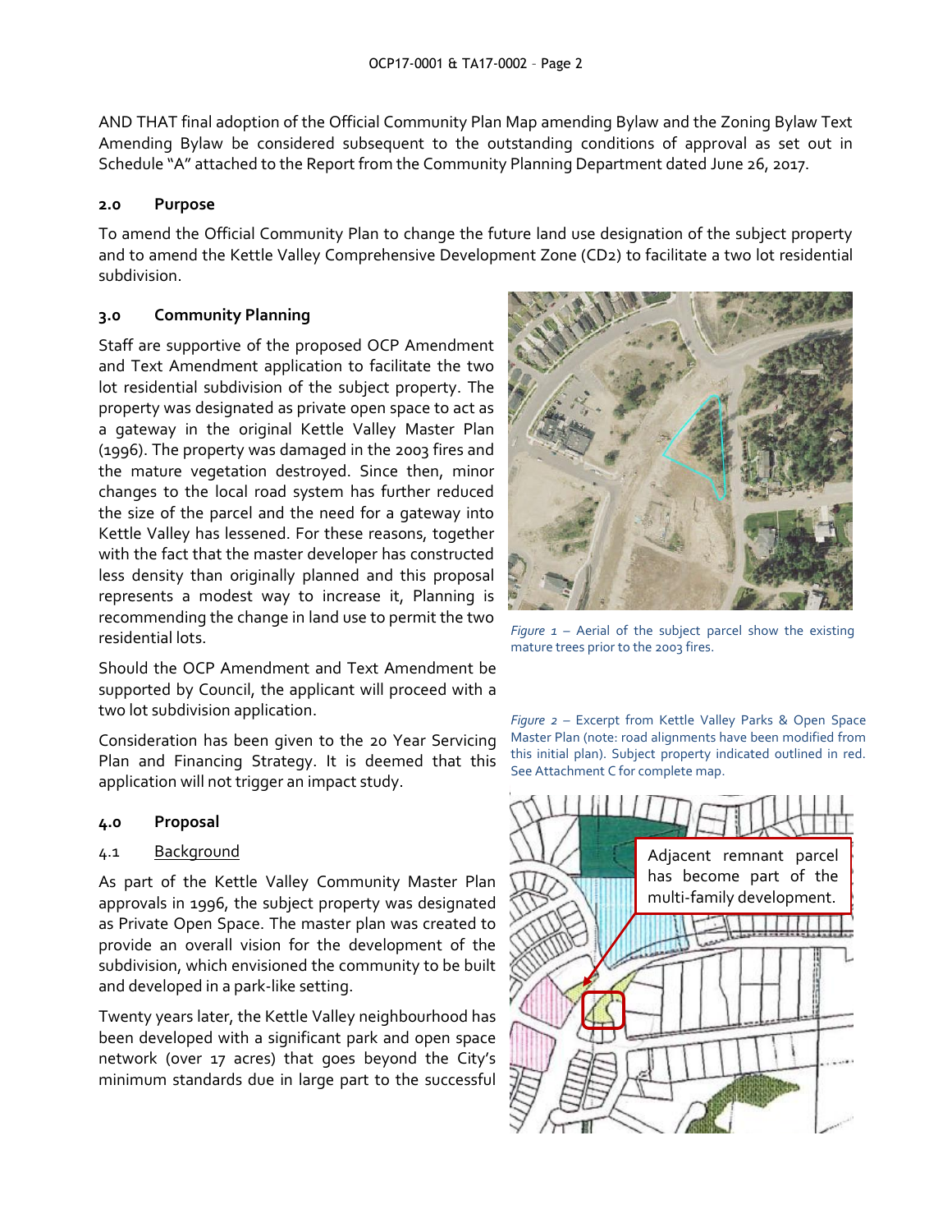AND THAT final adoption of the Official Community Plan Map amending Bylaw and the Zoning Bylaw Text Amending Bylaw be considered subsequent to the outstanding conditions of approval as set out in Schedule "A" attached to the Report from the Community Planning Department dated June 26, 2017.

## 2.0 Purpose

To amend the Official Community Plan to change the future land use designation of the subject property and to amend the Kettle Valley Comprehensive Development Zone (CD2) to facilitate a two lot residential subdivision.

## 3.0 Community Planning

Staff are supportive of the proposed OCP Amendment and Text Amendment application to facilitate the two lot residential subdivision of the subject property. The property was designated as private open space to act as a gateway in the original Kettle Valley Master Plan (1996). The property was damaged in the 2003 fires and the mature vegetation destroyed. Since then, minor changes to the local road system has further reduced the size of the parcel and the need for a gateway into Kettle Valley has lessened. For these reasons, together with the fact that the master developer has constructed less density than originally planned and this proposal represents a modest way to increase it, Planning is recommending the change in land use to permit the two residential lots.

*Figure 1* – Aerial of the subject parcel show the existing mature trees prior to the 2003 fires.

Should the OCP Amendment and Text Amendment be supported by Council, the applicant will proceed with a two lot subdivision application.

Consideration has been given to the 20 Year Servicing Plan and Financing Strategy. It is deemed that this application will not trigger an impact study.

*Figure 2* – Excerpt from Kettle Valley Parks & Open Space Master Plan (note: road alignments have been modified from this initial plan). Subject property indicated outlined in red. See Attachment C for complete map.

Adjacent remnant parcel has become part of the multi-family development.

## 4.0 Proposal

### 4.1 Background

As part of the Kettle Valley Community Master Plan approvals in 1996, the subject property was designated as Private Open Space. The master plan was created to provide an overall vision for the development of the subdivision, which envisioned the community to be built and developed in a park-like setting.

Twenty years later, the Kettle Valley neighbourhood has been developed with a significant park and open space network (over 17 acres) that goes beyond the City's minimum standards due in large part to the successful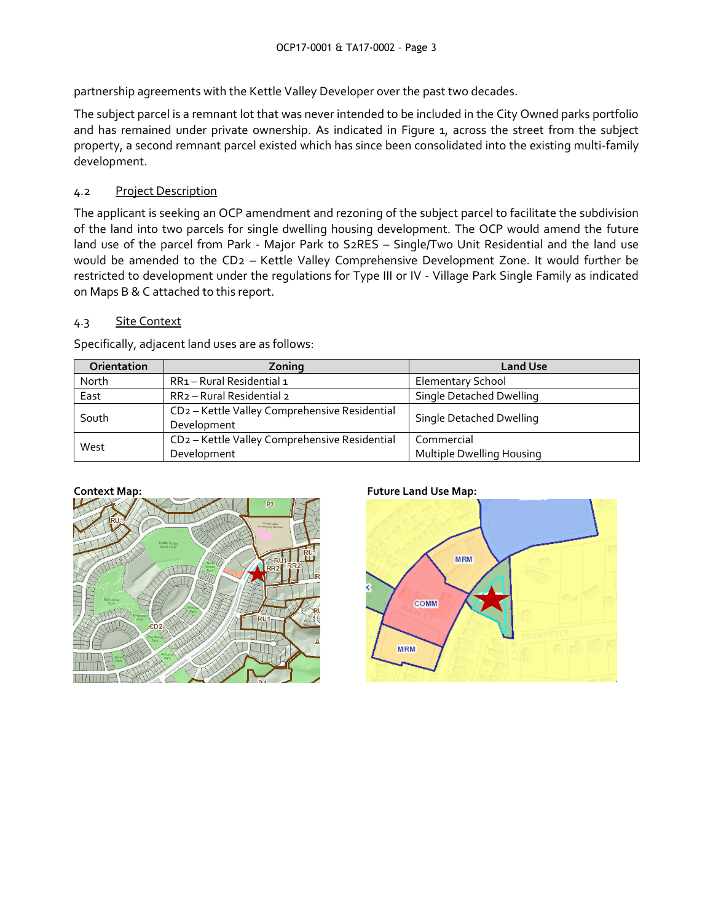partnership agreements with the Kettle Valley Developer over the past two decades.

The subject parcel is a remnant lot that was never intended to be included in the City Owned parks portfolio and has remained under private ownership. As indicated in Figure 1, across the street from the subject property, a second remnant parcel existed which has since been consolidated into the existing multi-family development.

### 4.2 Project Description

The applicant is seeking an OCP amendment and rezoning of the subject parcel to facilitate the subdivision of the land into two parcels for single dwelling housing development. The OCP would amend the future land use of the parcel from Park - Major Park to S2RES – Single/Two Unit Residential and the land use would be amended to the CD2 – Kettle Valley Comprehensive Development Zone. It would further be restricted to development under the regulations for Type III or IV - Village Park Single Family as indicated on Maps B & C attached to this report.

### 4.3 Site Context

Specifically, adjacent land uses are as follows:

| Orientation | Zoning | Land Use |
|---|---|---|
| North | RR1 – Rural Residential 1 | Elementary School |
| East | RR2 – Rural Residential 2 | Single Detached Dwelling |
| South | CD2 – Kettle Valley Comprehensive Residential Development | Single Detached Dwelling |
| West | CD2 – Kettle Valley Comprehensive Residential Development | Commercial<br>Multiple Dwelling Housing |

**Context Map:**

**Future Land Use Map:**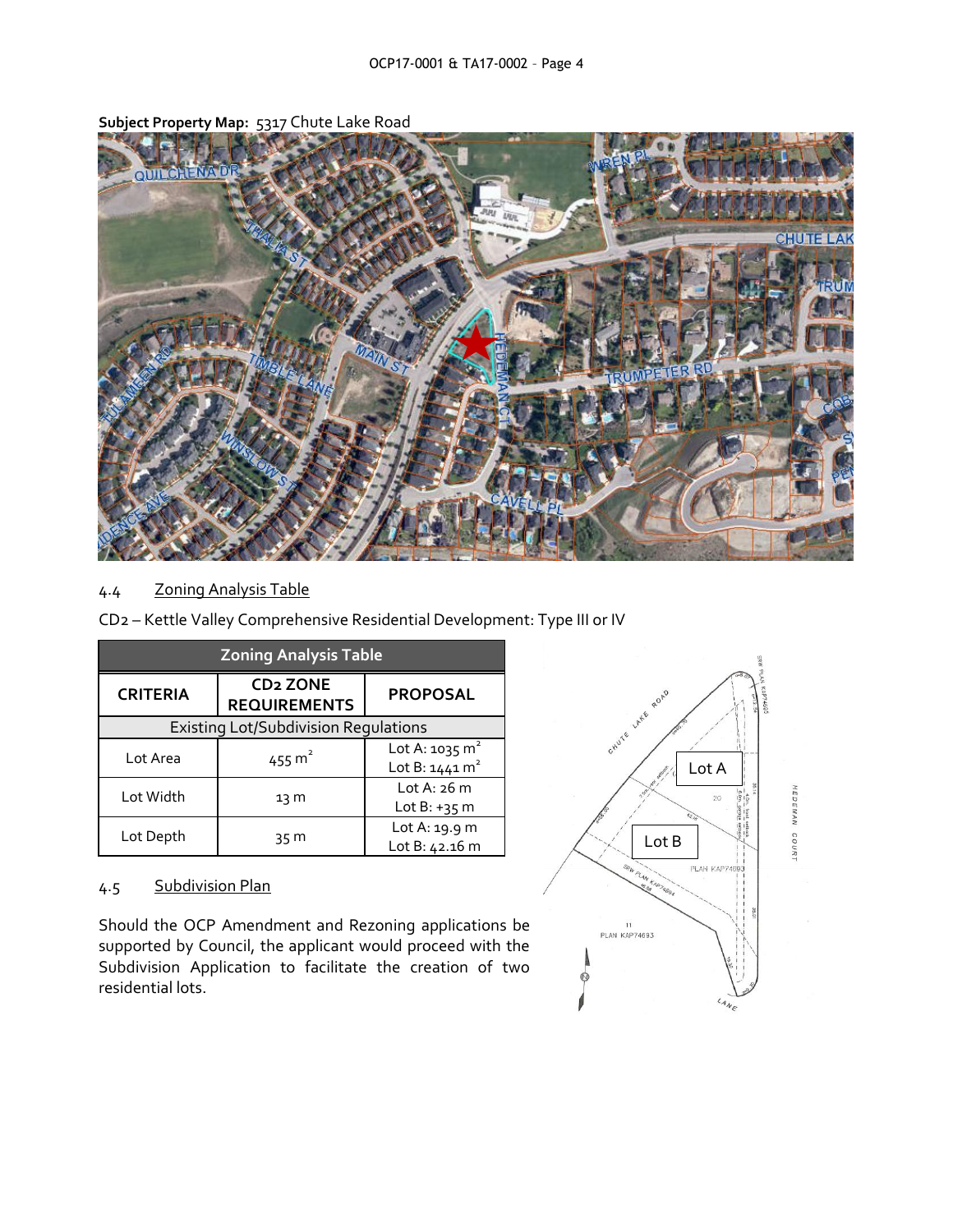**Subject Property Map:** 5317 Chute Lake Road

## 4.4 Zoning Analysis Table

CD2 – Kettle Valley Comprehensive Residential Development: Type III or IV

| Zoning Analysis Table | | |
|---|---|---|
| **CRITERIA** | **CD2 ZONE REQUIREMENTS** | **PROPOSAL** |
| Existing Lot/Subdivision Regulations | | |
| Lot Area | 455 $m^2$ | Lot A: 1035 $m^2$<br>Lot B: 1441 $m^2$ |
| Lot Width | 13 m | Lot A: 26 m<br>Lot B: +35 m |
| Lot Depth | 35 m | Lot A: 19.9 m<br>Lot B: 42.16 m |

## 4.5 Subdivision Plan

Should the OCP Amendment and Rezoning applications be supported by Council, the applicant would proceed with the Subdivision Application to facilitate the creation of two residential lots.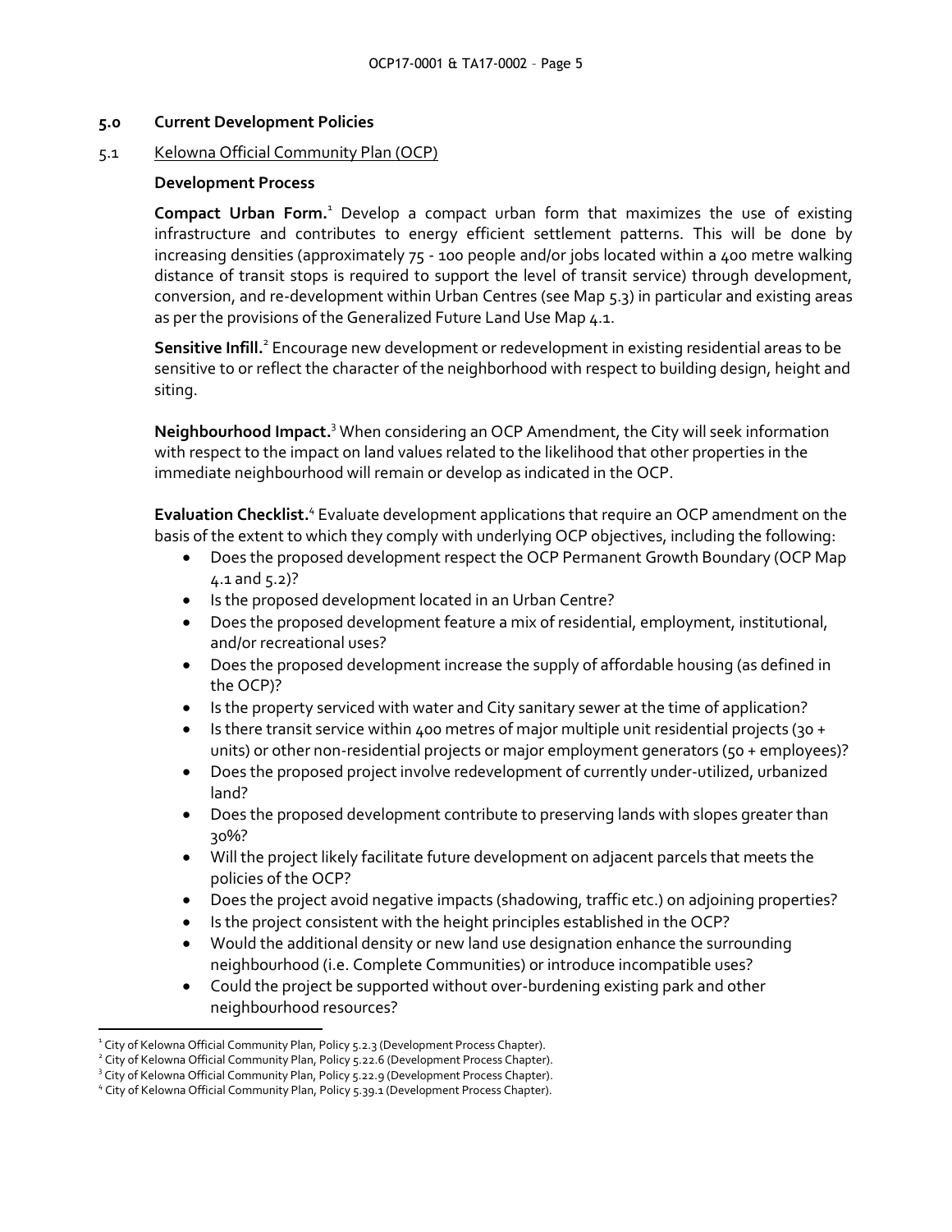## 5.0 Current Development Policies

### 5.1 Kelowna Official Community Plan (OCP)

**Development Process**

**Compact Urban Form.**[1] Develop a compact urban form that maximizes the use of existing infrastructure and contributes to energy efficient settlement patterns. This will be done by increasing densities (approximately 75 - 100 people and/or jobs located within a 400 metre walking distance of transit stops is required to support the level of transit service) through development, conversion, and re-development within Urban Centres (see Map 5.3) in particular and existing areas as per the provisions of the Generalized Future Land Use Map 4.1.

**Sensitive Infill.**[2] Encourage new development or redevelopment in existing residential areas to be sensitive to or reflect the character of the neighborhood with respect to building design, height and siting.

**Neighbourhood Impact.**[3] When considering an OCP Amendment, the City will seek information with respect to the impact on land values related to the likelihood that other properties in the immediate neighbourhood will remain or develop as indicated in the OCP.

**Evaluation Checklist.**[4] Evaluate development applications that require an OCP amendment on the basis of the extent to which they comply with underlying OCP objectives, including the following:

- Does the proposed development respect the OCP Permanent Growth Boundary (OCP Map 4.1 and 5.2)?
- Is the proposed development located in an Urban Centre?
- Does the proposed development feature a mix of residential, employment, institutional, and/or recreational uses?
- Does the proposed development increase the supply of affordable housing (as defined in the OCP)?
- Is the property serviced with water and City sanitary sewer at the time of application?
- Is there transit service within 400 metres of major multiple unit residential projects (30 + units) or other non-residential projects or major employment generators (50 + employees)?
- Does the proposed project involve redevelopment of currently under-utilized, urbanized land?
- Does the proposed development contribute to preserving lands with slopes greater than 30%?
- Will the project likely facilitate future development on adjacent parcels that meets the policies of the OCP?
- Does the project avoid negative impacts (shadowing, traffic etc.) on adjoining properties?
- Is the project consistent with the height principles established in the OCP?
- Would the additional density or new land use designation enhance the surrounding neighbourhood (i.e. Complete Communities) or introduce incompatible uses?
- Could the project be supported without over-burdening existing park and other neighbourhood resources?

---

[1] City of Kelowna Official Community Plan, Policy 5.2.3 (Development Process Chapter).
[2] City of Kelowna Official Community Plan, Policy 5.22.6 (Development Process Chapter).
[3] City of Kelowna Official Community Plan, Policy 5.22.9 (Development Process Chapter).
[4] City of Kelowna Official Community Plan, Policy 5.39.1 (Development Process Chapter).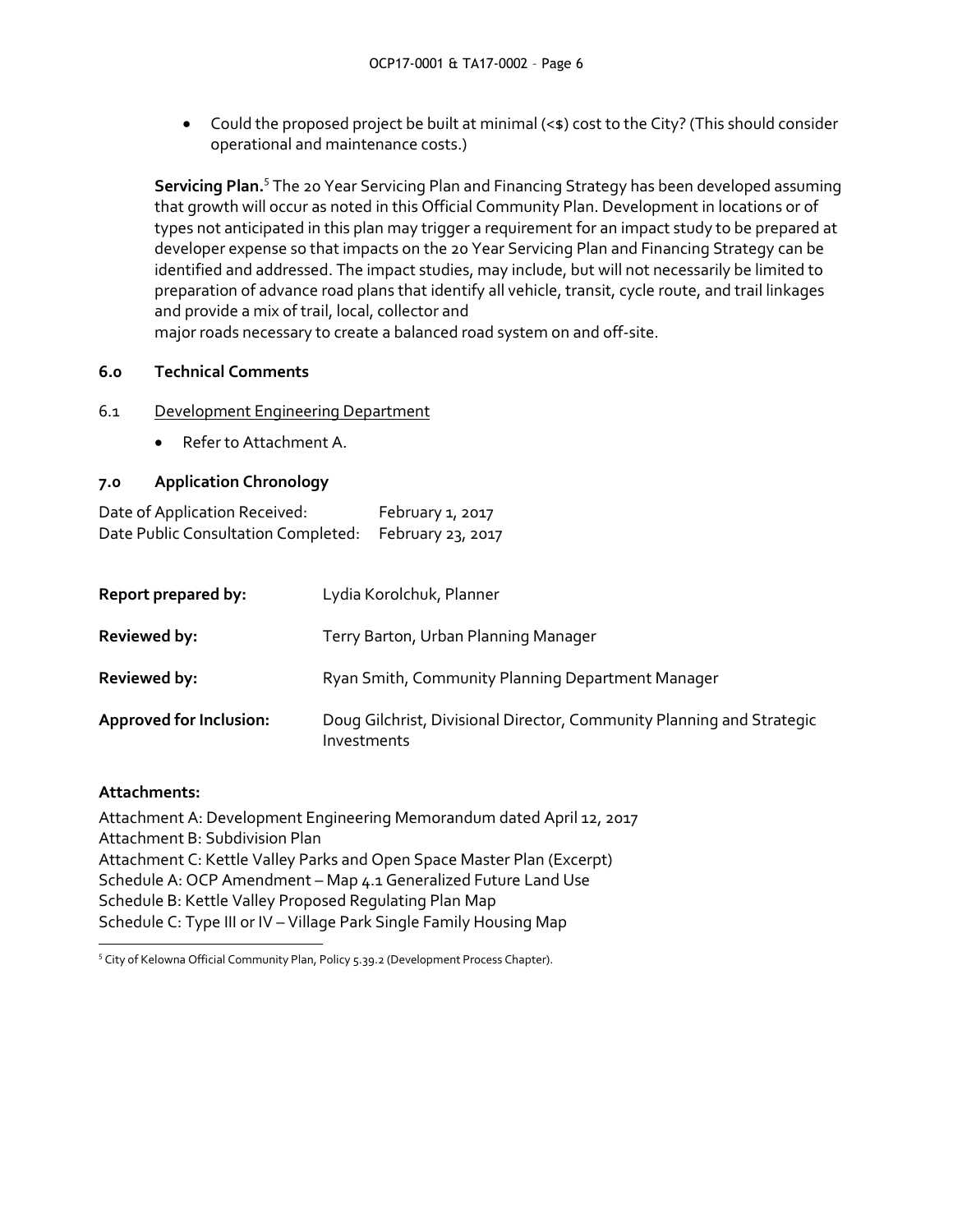- Could the proposed project be built at minimal (<$) cost to the City? (This should consider operational and maintenance costs.)

**Servicing Plan.**[5] The 20 Year Servicing Plan and Financing Strategy has been developed assuming that growth will occur as noted in this Official Community Plan. Development in locations or of types not anticipated in this plan may trigger a requirement for an impact study to be prepared at developer expense so that impacts on the 20 Year Servicing Plan and Financing Strategy can be identified and addressed. The impact studies, may include, but will not necessarily be limited to preparation of advance road plans that identify all vehicle, transit, cycle route, and trail linkages and provide a mix of trail, local, collector and
major roads necessary to create a balanced road system on and off-site.

## 6.0 Technical Comments

### 6.1 Development Engineering Department

- Refer to Attachment A.

## 7.0 Application Chronology

| | |
|---|---|
| Date of Application Received: | February 1, 2017 |
| Date Public Consultation Completed: | February 23, 2017 |

| | |
|---|---|
| **Report prepared by:** | Lydia Korolchuk, Planner |
| **Reviewed by:** | Terry Barton, Urban Planning Manager |
| **Reviewed by:** | Ryan Smith, Community Planning Department Manager |
| **Approved for Inclusion:** | Doug Gilchrist, Divisional Director, Community Planning and Strategic Investments |

**Attachments:**

Attachment A: Development Engineering Memorandum dated April 12, 2017
Attachment B: Subdivision Plan
Attachment C: Kettle Valley Parks and Open Space Master Plan (Excerpt)
Schedule A: OCP Amendment – Map 4.1 Generalized Future Land Use
Schedule B: Kettle Valley Proposed Regulating Plan Map
Schedule C: Type III or IV – Village Park Single Family Housing Map

[5] City of Kelowna Official Community Plan, Policy 5.39.2 (Development Process Chapter).